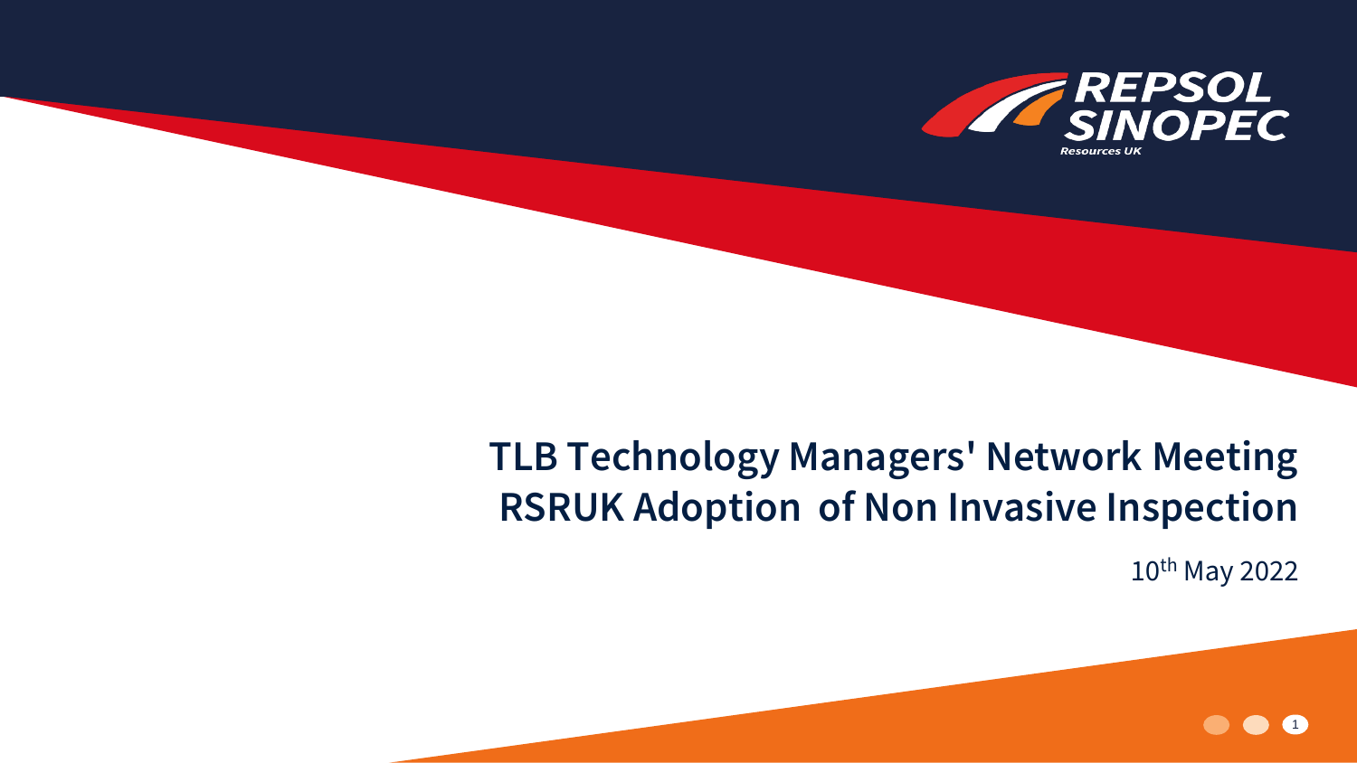# TLB Technology Managers' Network Meeting
# RSRUK Adoption of Non Invasive Inspection

10th May 2022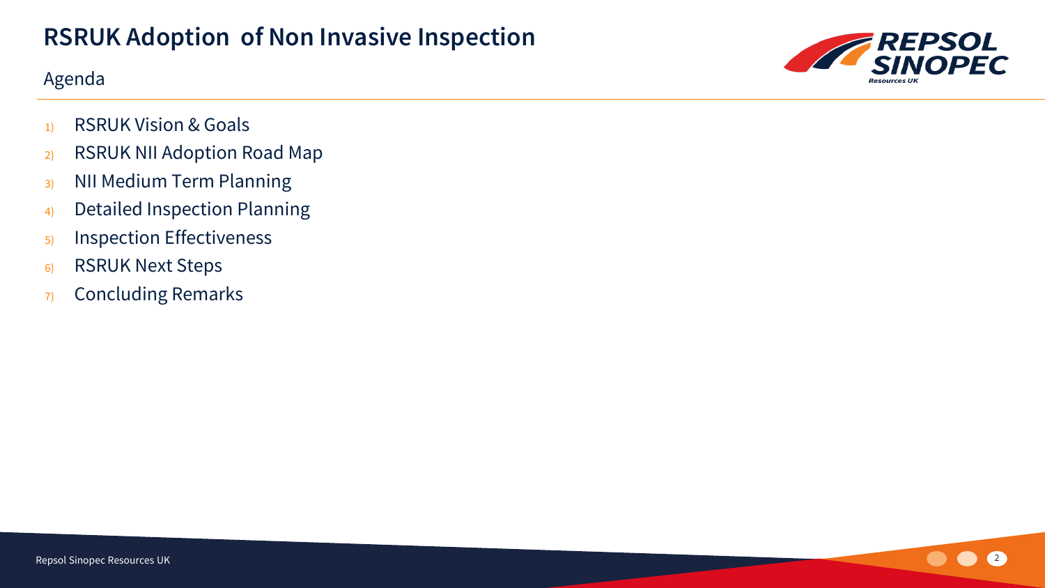# RSRUK Adoption of Non Invasive Inspection

## Agenda

1) RSRUK Vision & Goals
2) RSRUK NII Adoption Road Map
3) NII Medium Term Planning
4) Detailed Inspection Planning
5) Inspection Effectiveness
6) RSRUK Next Steps
7) Concluding Remarks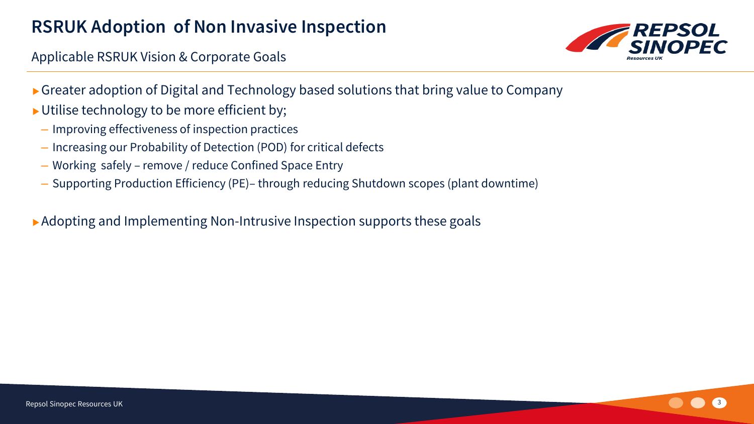# RSRUK Adoption of Non Invasive Inspection

Applicable RSRUK Vision & Corporate Goals

- Greater adoption of Digital and Technology based solutions that bring value to Company
- Utilise technology to be more efficient by;
  - Improving effectiveness of inspection practices
  - Increasing our Probability of Detection (POD) for critical defects
  - Working safely – remove / reduce Confined Space Entry
  - Supporting Production Efficiency (PE)– through reducing Shutdown scopes (plant downtime)

- Adopting and Implementing Non-Intrusive Inspection supports these goals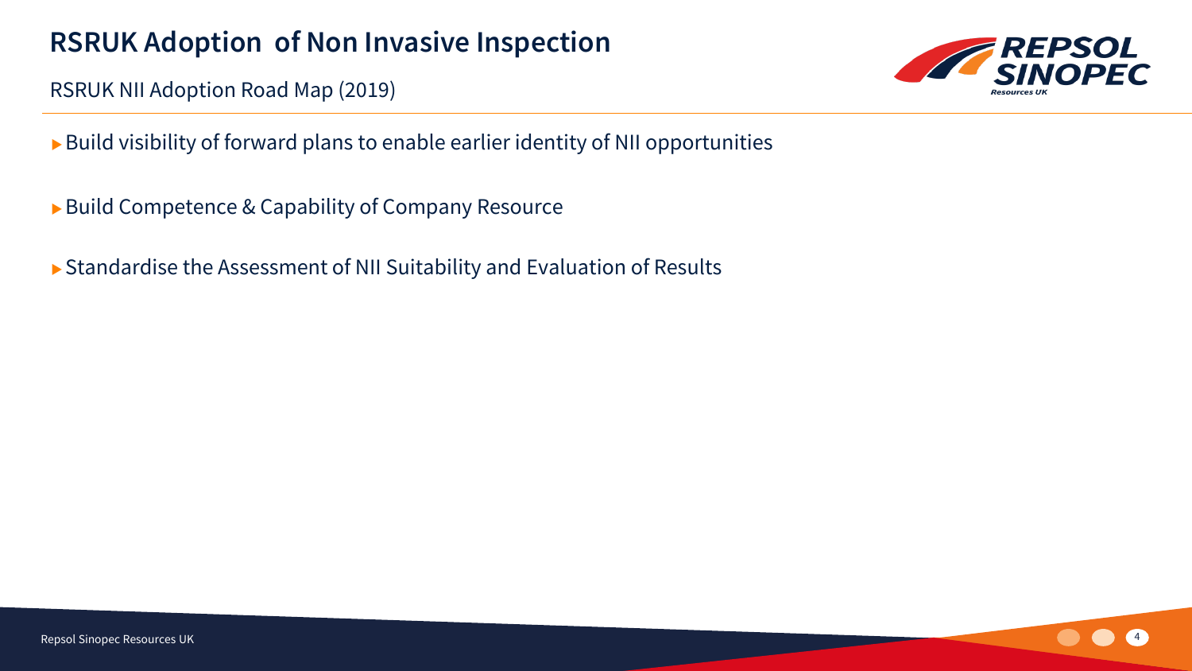# RSRUK Adoption of Non Invasive Inspection

RSRUK NII Adoption Road Map (2019)

- Build visibility of forward plans to enable earlier identity of NII opportunities
- Build Competence & Capability of Company Resource
- Standardise the Assessment of NII Suitability and Evaluation of Results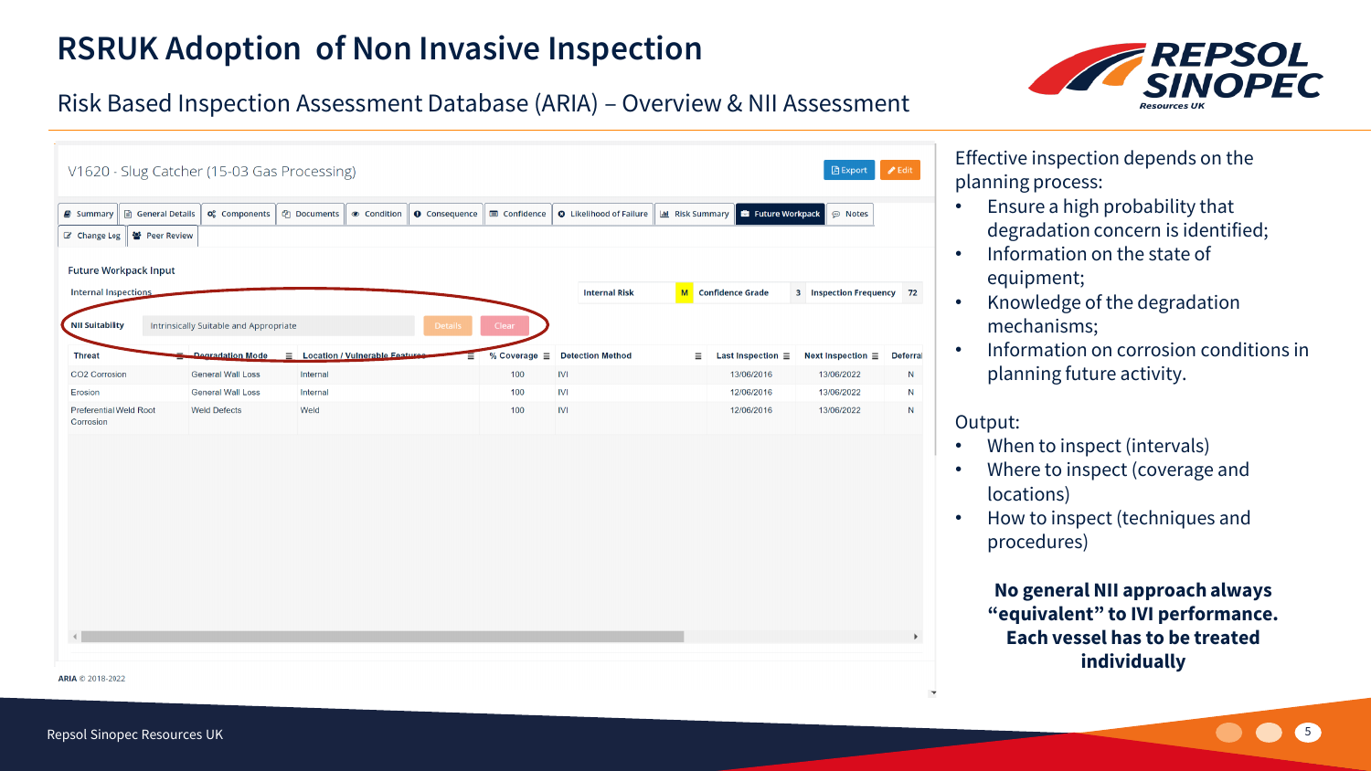# RSRUK Adoption of Non Invasive Inspection

## Risk Based Inspection Assessment Database (ARIA) – Overview & NII Assessment

V1620 - Slug Catcher (15-03 Gas Processing)

Export | Edit

Summary | General Details | Components | Documents | Condition | Consequence | Confidence | Likelihood of Failure | Risk Summary | Future Workpack | Notes | Change Log | Peer Review

**Future Workpack Input**

Internal Inspections

| Internal Risk | M | Confidence Grade | 3 | Inspection Frequency | 72 |
|---|---|---|---|---|---|

NII Suitability: Intrinsically Suitable and Appropriate — Details | Clear

| Threat | Degradation Mode | Location / Vulnerable Features | % Coverage | Detection Method | Last Inspection | Next Inspection | Deferral |
|---|---|---|---|---|---|---|---|
| CO2 Corrosion | General Wall Loss | Internal | 100 | IVI | 13/06/2016 | 13/06/2022 | N |
| Erosion | General Wall Loss | Internal | 100 | IVI | 12/06/2016 | 13/06/2022 | N |
| Preferential Weld Root Corrosion | Weld Defects | Weld | 100 | IVI | 12/06/2016 | 13/06/2022 | N |

ARIA © 2018-2022

Effective inspection depends on the planning process:

- Ensure a high probability that degradation concern is identified;
- Information on the state of equipment;
- Knowledge of the degradation mechanisms;
- Information on corrosion conditions in planning future activity.

Output:

- When to inspect (intervals)
- Where to inspect (coverage and locations)
- How to inspect (techniques and procedures)

**No general NII approach always "equivalent" to IVI performance. Each vessel has to be treated individually**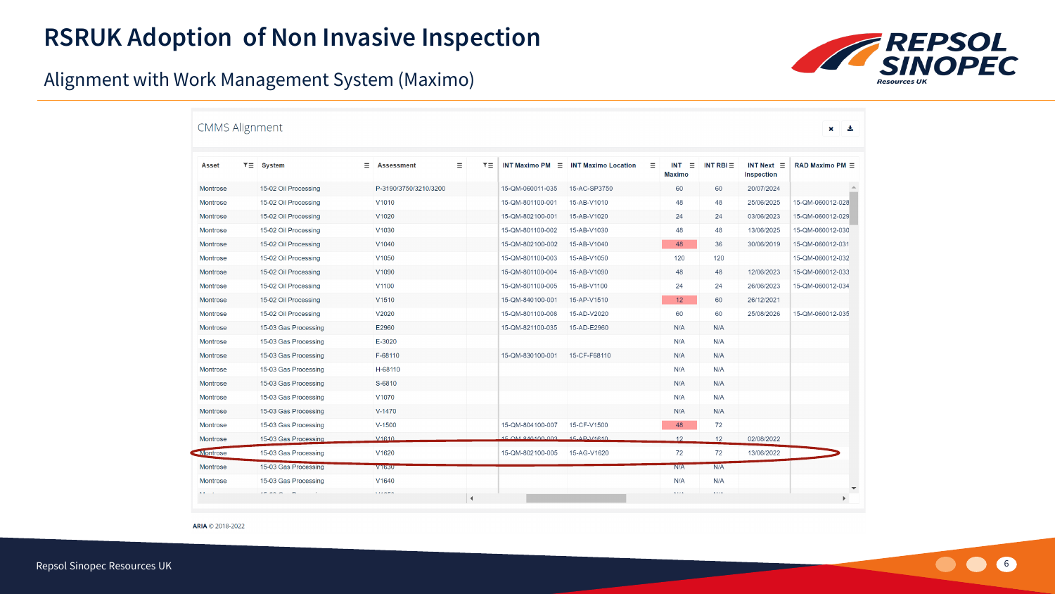# RSRUK Adoption of Non Invasive Inspection

## Alignment with Work Management System (Maximo)

CMMS Alignment

| Asset | System | Assessment | | INT Maximo PM | INT Maximo Location | INT Maximo | INT RBI | INT Next Inspection | RAD Maximo PM |
|---|---|---|---|---|---|---|---|---|---|
| Montrose | 15-02 Oil Processing | P-3190/3750/3210/3200 | | 15-QM-060011-035 | 15-AC-SP3750 | 60 | 60 | 20/07/2024 | |
| Montrose | 15-02 Oil Processing | V1010 | | 15-QM-801100-001 | 15-AB-V1010 | 48 | 48 | 25/06/2025 | 15-QM-060012-028 |
| Montrose | 15-02 Oil Processing | V1020 | | 15-QM-802100-001 | 15-AB-V1020 | 24 | 24 | 03/06/2023 | 15-QM-060012-029 |
| Montrose | 15-02 Oil Processing | V1030 | | 15-QM-801100-002 | 15-AB-V1030 | 48 | 48 | 13/06/2025 | 15-QM-060012-030 |
| Montrose | 15-02 Oil Processing | V1040 | | 15-QM-802100-002 | 15-AB-V1040 | 48 | 36 | 30/06/2019 | 15-QM-060012-031 |
| Montrose | 15-02 Oil Processing | V1050 | | 15-QM-801100-003 | 15-AB-V1050 | 120 | 120 | | 15-QM-060012-032 |
| Montrose | 15-02 Oil Processing | V1090 | | 15-QM-801100-004 | 15-AB-V1090 | 48 | 48 | 12/06/2023 | 15-QM-060012-033 |
| Montrose | 15-02 Oil Processing | V1100 | | 15-QM-801100-005 | 15-AB-V1100 | 24 | 24 | 26/06/2023 | 15-QM-060012-034 |
| Montrose | 15-02 Oil Processing | V1510 | | 15-QM-840100-001 | 15-AP-V1510 | 12 | 60 | 26/12/2021 | |
| Montrose | 15-02 Oil Processing | V2020 | | 15-QM-801100-008 | 15-AD-V2020 | 60 | 60 | 25/08/2026 | 15-QM-060012-035 |
| Montrose | 15-03 Gas Processing | E2960 | | 15-QM-821100-035 | 15-AD-E2960 | N/A | N/A | | |
| Montrose | 15-03 Gas Processing | E-3020 | | | | N/A | N/A | | |
| Montrose | 15-03 Gas Processing | F-68110 | | 15-QM-830100-001 | 15-CF-F68110 | N/A | N/A | | |
| Montrose | 15-03 Gas Processing | H-68110 | | | | N/A | N/A | | |
| Montrose | 15-03 Gas Processing | S-6810 | | | | N/A | N/A | | |
| Montrose | 15-03 Gas Processing | V1070 | | | | N/A | N/A | | |
| Montrose | 15-03 Gas Processing | V-1470 | | | | N/A | N/A | | |
| Montrose | 15-03 Gas Processing | V-1500 | | 15-QM-804100-007 | 15-CF-V1500 | 48 | 72 | | |
| Montrose | 15-03 Gas Processing | V1610 | | 15-QM-840100-003 | 15-AP-V1610 | 12 | 12 | 02/08/2022 | |
| Montrose | 15-03 Gas Processing | V1620 | | 15-QM-802100-005 | 15-AG-V1620 | 72 | 72 | 13/06/2022 | |
| Montrose | 15-03 Gas Processing | V1630 | | | | N/A | N/A | | |
| Montrose | 15-03 Gas Processing | V1640 | | | | N/A | N/A | | |

ARIA © 2018-2022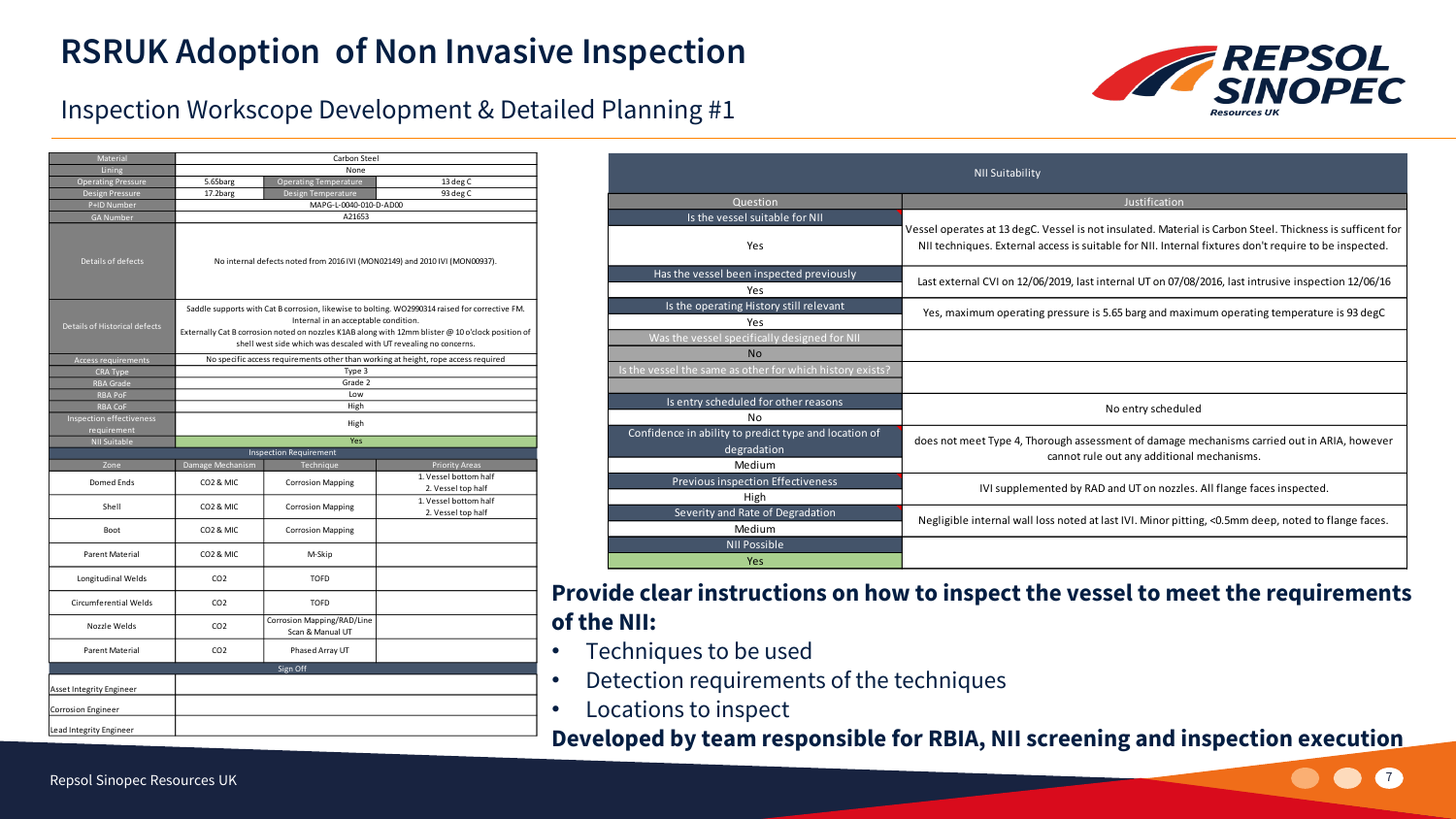# RSRUK Adoption of Non Invasive Inspection

## Inspection Workscope Development & Detailed Planning #1

| Material | Carbon Steel | | |
|---|---|---|---|
| Lining | None | | |
| Operating Pressure | 5.65barg | Operating Temperature | 13 deg C |
| Design Pressure | 17.2barg | Design Temperature | 93 deg C |
| P+ID Number | MAPG-L-0040-010-D-AD00 | | |
| GA Number | A21653 | | |
| Details of defects | No internal defects noted from 2016 IVI (MON02149) and 2010 IVI (MON00937). | | |
| Details of Historical defects | Saddle supports with Cat B corrosion, likewise to bolting. WO2990314 raised for corrective FM. Internal in an acceptable condition. Externally Cat B corrosion noted on nozzles K1AB along with 12mm blister @ 10 o'clock position of shell west side which was descaled with UT revealing no concerns. | | |
| Access requirements | No specific access requirements other than working at height, rope access required | | |
| CRA Type | Type 3 | | |
| RBA Grade | Grade 2 | | |
| RBA PoF | Low | | |
| RBA CoF | High | | |
| Inspection effectiveness requirement | High | | |
| NII Suitable | Yes | | |
| **Inspection Requirement** | | | |
| Zone | Damage Mechanism | Technique | Priority Areas |
| Domed Ends | $CO_2$ & MIC | Corrosion Mapping | 1. Vessel bottom half 2. Vessel top half |
| Shell | $CO_2$ & MIC | Corrosion Mapping | 1. Vessel bottom half 2. Vessel top half |
| Boot | $CO_2$ & MIC | Corrosion Mapping | |
| Parent Material | $CO_2$ & MIC | M-Skip | |
| Longitudinal Welds | $CO_2$ | TOFD | |
| Circumferential Welds | $CO_2$ | TOFD | |
| Nozzle Welds | $CO_2$ | Corrosion Mapping/RAD/Line Scan & Manual UT | |
| Parent Material | $CO_2$ | Phased Array UT | |
| **Sign Off** | | | |
| Asset Integrity Engineer | | | |
| Corrosion Engineer | | | |
| Lead Integrity Engineer | | | |

| NII Suitability | |
|---|---|
| **Question** | **Justification** |
| Is the vessel suitable for NII: Yes | Vessel operates at 13 degC. Vessel is not insulated. Material is Carbon Steel. Thickness is sufficent for NII techniques. External access is suitable for NII. Internal fixtures don't require to be inspected. |
| Has the vessel been inspected previously: Yes | Last external CVI on 12/06/2019, last internal UT on 07/08/2016, last intrusive inspection 12/06/16 |
| Is the operating History still relevant: Yes | Yes, maximum operating pressure is 5.65 barg and maximum operating temperature is 93 degC |
| Was the vessel specifically designed for NII: No | |
| Is the vessel the same as other for which history exists? | |
| Is entry scheduled for other reasons: No | No entry scheduled |
| Confidence in ability to predict type and location of degradation: Medium | does not meet Type 4, Thorough assessment of damage mechanisms carried out in ARIA, however cannot rule out any additional mechanisms. |
| Previous inspection Effectiveness: High | IVI supplemented by RAD and UT on nozzles. All flange faces inspected. |
| Severity and Rate of Degradation: Medium | Negligible internal wall loss noted at last IVI. Minor pitting, <0.5mm deep, noted to flange faces. |
| NII Possible: Yes | |

**Provide clear instructions on how to inspect the vessel to meet the requirements of the NII:**

- Techniques to be used
- Detection requirements of the techniques
- Locations to inspect

**Developed by team responsible for RBIA, NII screening and inspection execution**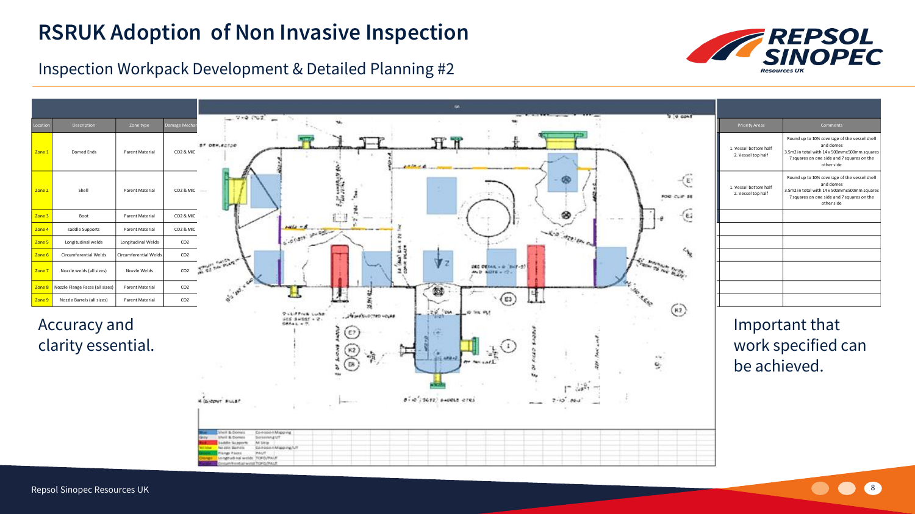# RSRUK Adoption of Non Invasive Inspection

## Inspection Workpack Development & Detailed Planning #2

| Location | Description | Zone type | Damage Mechanism |
|---|---|---|---|
| Zone 1 | Domed Ends | Parent Material | $CO_2$ & MIC |
| Zone 2 | Shell | Parent Material | $CO_2$ & MIC |
| Zone 3 | Boot | Parent Material | $CO_2$ & MIC |
| Zone 4 | saddle Supports | Parent Material | $CO_2$ & MIC |
| Zone 5 | Longitudinal welds | Longitudinal Welds | $CO_2$ |
| Zone 6 | Circumferential Welds | Circumferential Welds | $CO_2$ |
| Zone 7 | Nozzle welds (all sizes) | Nozzle Welds | $CO_2$ |
| Zone 8 | Nozzle Flange Faces (all sizes) | Parent Material | $CO_2$ |
| Zone 9 | Nozzle Barrels (all sizes) | Parent Material | $CO_2$ |

Accuracy and clarity essential.

| Priority Areas | Comments |
|---|---|
| 1. Vessel bottom half 2. Vessel top half | Round up to 10% coverage of the vessel shell and domes 3.5m2 in total with 14 x 500mmx500mm squares 7 squares on one side and 7 squares on the other side |
| 1. Vessel bottom half 2. Vessel top half | Round up to 10% coverage of the vessel shell and domes 3.5m2 in total with 14 x 500mmx500mm squares 7 squares on one side and 7 squares on the other side |
| | |
| | |
| | |
| | |
| | |
| | |
| | |

Important that work specified can be achieved.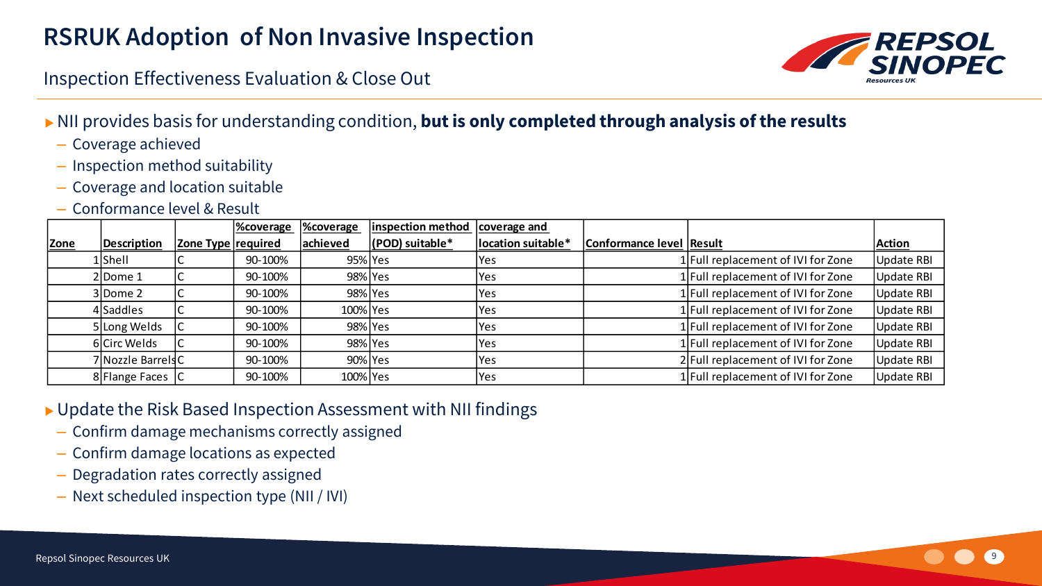# RSRUK Adoption of Non Invasive Inspection

## Inspection Effectiveness Evaluation & Close Out

- NII provides basis for understanding condition, **but is only completed through analysis of the results**
  - Coverage achieved
  - Inspection method suitability
  - Coverage and location suitable
  - Conformance level & Result

| Zone | Description | Zone Type | %coverage required | %coverage achieved | inspection method (POD) suitable* | coverage and location suitable* | Conformance level | Result | Action |
|---|---|---|---|---|---|---|---|---|---|
| 1 | Shell | C | 90-100% | 95% | Yes | Yes | 1 | Full replacement of IVI for Zone | Update RBI |
| 2 | Dome 1 | C | 90-100% | 98% | Yes | Yes | 1 | Full replacement of IVI for Zone | Update RBI |
| 3 | Dome 2 | C | 90-100% | 98% | Yes | Yes | 1 | Full replacement of IVI for Zone | Update RBI |
| 4 | Saddles | C | 90-100% | 100% | Yes | Yes | 1 | Full replacement of IVI for Zone | Update RBI |
| 5 | Long Welds | C | 90-100% | 98% | Yes | Yes | 1 | Full replacement of IVI for Zone | Update RBI |
| 6 | Circ Welds | C | 90-100% | 98% | Yes | Yes | 1 | Full replacement of IVI for Zone | Update RBI |
| 7 | Nozzle Barrels | C | 90-100% | 90% | Yes | Yes | 2 | Full replacement of IVI for Zone | Update RBI |
| 8 | Flange Faces | C | 90-100% | 100% | Yes | Yes | 1 | Full replacement of IVI for Zone | Update RBI |

- Update the Risk Based Inspection Assessment with NII findings
  - Confirm damage mechanisms correctly assigned
  - Confirm damage locations as expected
  - Degradation rates correctly assigned
  - Next scheduled inspection type (NII / IVI)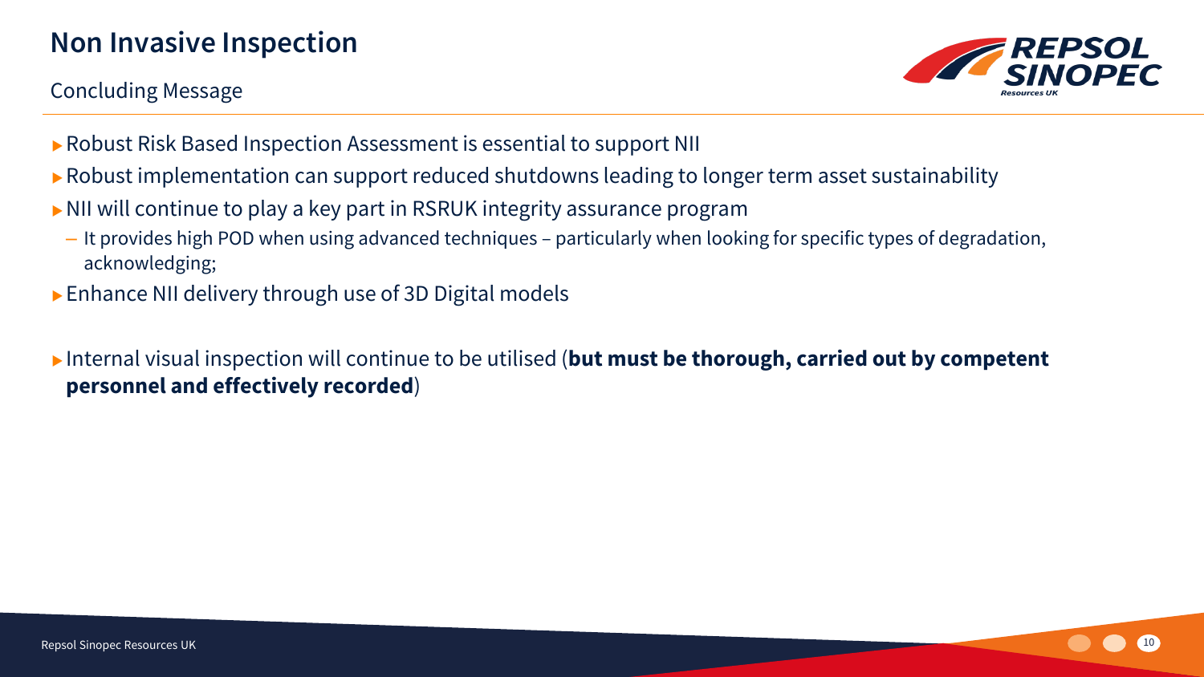# Non Invasive Inspection

## Concluding Message

- Robust Risk Based Inspection Assessment is essential to support NII
- Robust implementation can support reduced shutdowns leading to longer term asset sustainability
- NII will continue to play a key part in RSRUK integrity assurance program
  - It provides high POD when using advanced techniques – particularly when looking for specific types of degradation, acknowledging;
- Enhance NII delivery through use of 3D Digital models

- Internal visual inspection will continue to be utilised (**but must be thorough, carried out by competent personnel and effectively recorded**)